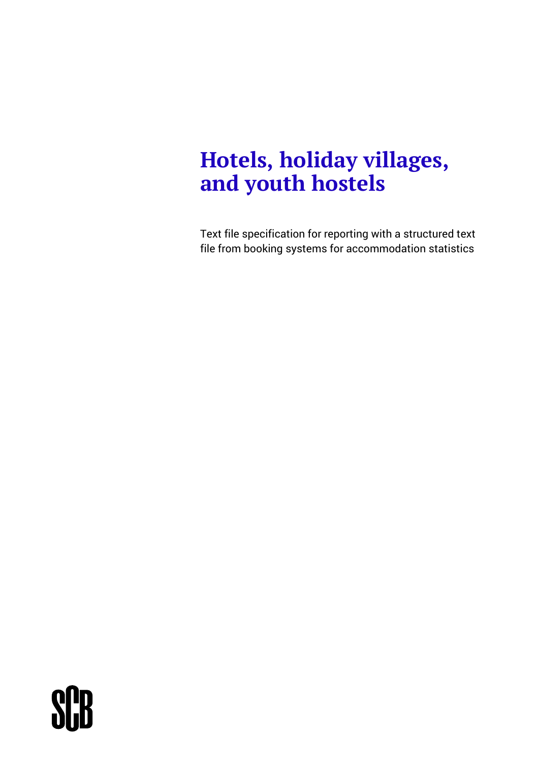# Hotels, holiday villages, and youth hostels

Text file specification for reporting with a structured text file from booking systems for accommodation statistics

SCB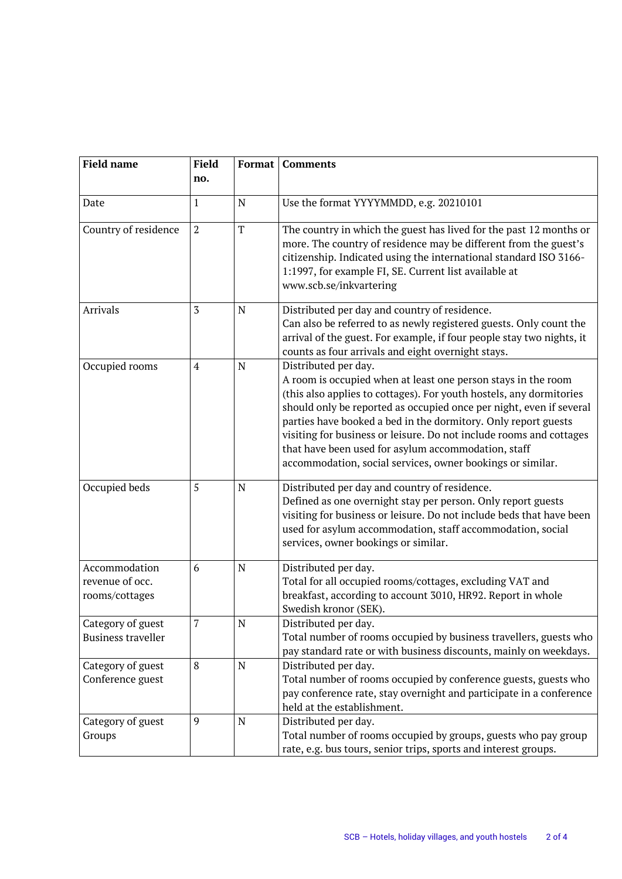| Field name | Field no. | Format | Comments |
|---|---|---|---|
| Date | 1 | N | Use the format YYYYMMDD, e.g. 20210101 |
| Country of residence | 2 | T | The country in which the guest has lived for the past 12 months or more. The country of residence may be different from the guest's citizenship. Indicated using the international standard ISO 3166-1:1997, for example FI, SE. Current list available at www.scb.se/inkvartering |
| Arrivals | 3 | N | Distributed per day and country of residence. Can also be referred to as newly registered guests. Only count the arrival of the guest. For example, if four people stay two nights, it counts as four arrivals and eight overnight stays. |
| Occupied rooms | 4 | N | Distributed per day. A room is occupied when at least one person stays in the room (this also applies to cottages). For youth hostels, any dormitories should only be reported as occupied once per night, even if several parties have booked a bed in the dormitory. Only report guests visiting for business or leisure. Do not include rooms and cottages that have been used for asylum accommodation, staff accommodation, social services, owner bookings or similar. |
| Occupied beds | 5 | N | Distributed per day and country of residence. Defined as one overnight stay per person. Only report guests visiting for business or leisure. Do not include beds that have been used for asylum accommodation, staff accommodation, social services, owner bookings or similar. |
| Accommodation revenue of occ. rooms/cottages | 6 | N | Distributed per day. Total for all occupied rooms/cottages, excluding VAT and breakfast, according to account 3010, HR92. Report in whole Swedish kronor (SEK). |
| Category of guest Business traveller | 7 | N | Distributed per day. Total number of rooms occupied by business travellers, guests who pay standard rate or with business discounts, mainly on weekdays. |
| Category of guest Conference guest | 8 | N | Distributed per day. Total number of rooms occupied by conference guests, guests who pay conference rate, stay overnight and participate in a conference held at the establishment. |
| Category of guest Groups | 9 | N | Distributed per day. Total number of rooms occupied by groups, guests who pay group rate, e.g. bus tours, senior trips, sports and interest groups. |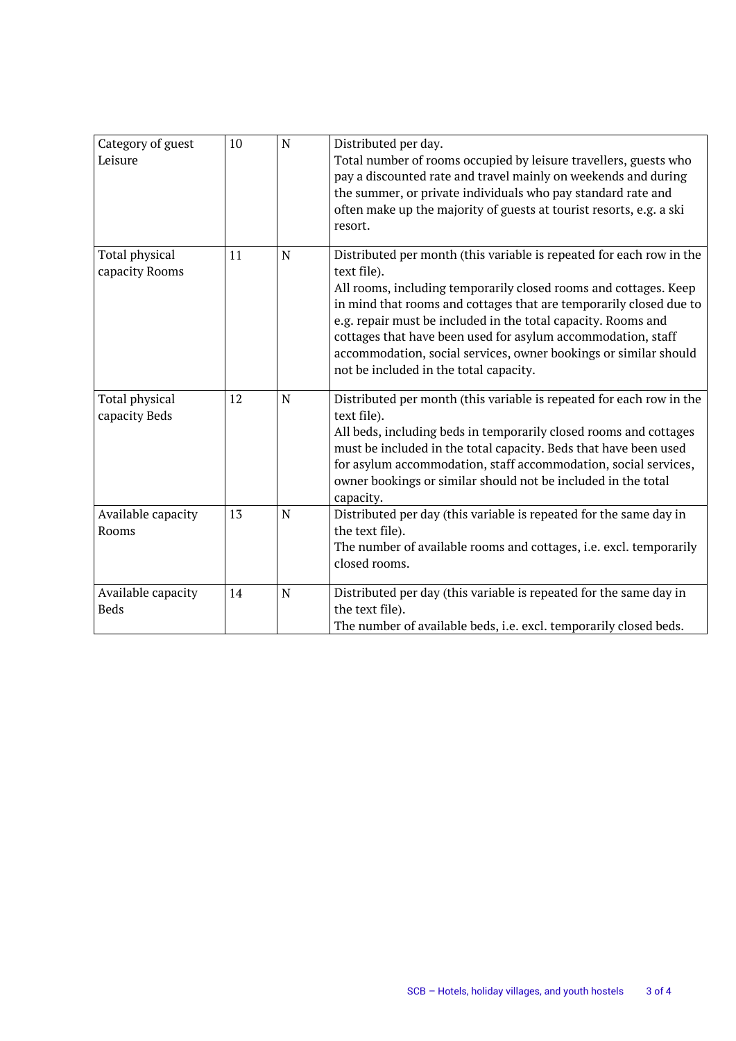| Category of guest Leisure | 10 | N | Distributed per day.<br>Total number of rooms occupied by leisure travellers, guests who pay a discounted rate and travel mainly on weekends and during the summer, or private individuals who pay standard rate and often make up the majority of guests at tourist resorts, e.g. a ski resort. |
|---|---|---|---|
| Total physical capacity Rooms | 11 | N | Distributed per month (this variable is repeated for each row in the text file).<br>All rooms, including temporarily closed rooms and cottages. Keep in mind that rooms and cottages that are temporarily closed due to e.g. repair must be included in the total capacity. Rooms and cottages that have been used for asylum accommodation, staff accommodation, social services, owner bookings or similar should not be included in the total capacity. |
| Total physical capacity Beds | 12 | N | Distributed per month (this variable is repeated for each row in the text file).<br>All beds, including beds in temporarily closed rooms and cottages must be included in the total capacity. Beds that have been used for asylum accommodation, staff accommodation, social services, owner bookings or similar should not be included in the total capacity. |
| Available capacity Rooms | 13 | N | Distributed per day (this variable is repeated for the same day in the text file).<br>The number of available rooms and cottages, i.e. excl. temporarily closed rooms. |
| Available capacity Beds | 14 | N | Distributed per day (this variable is repeated for the same day in the text file).<br>The number of available beds, i.e. excl. temporarily closed beds. |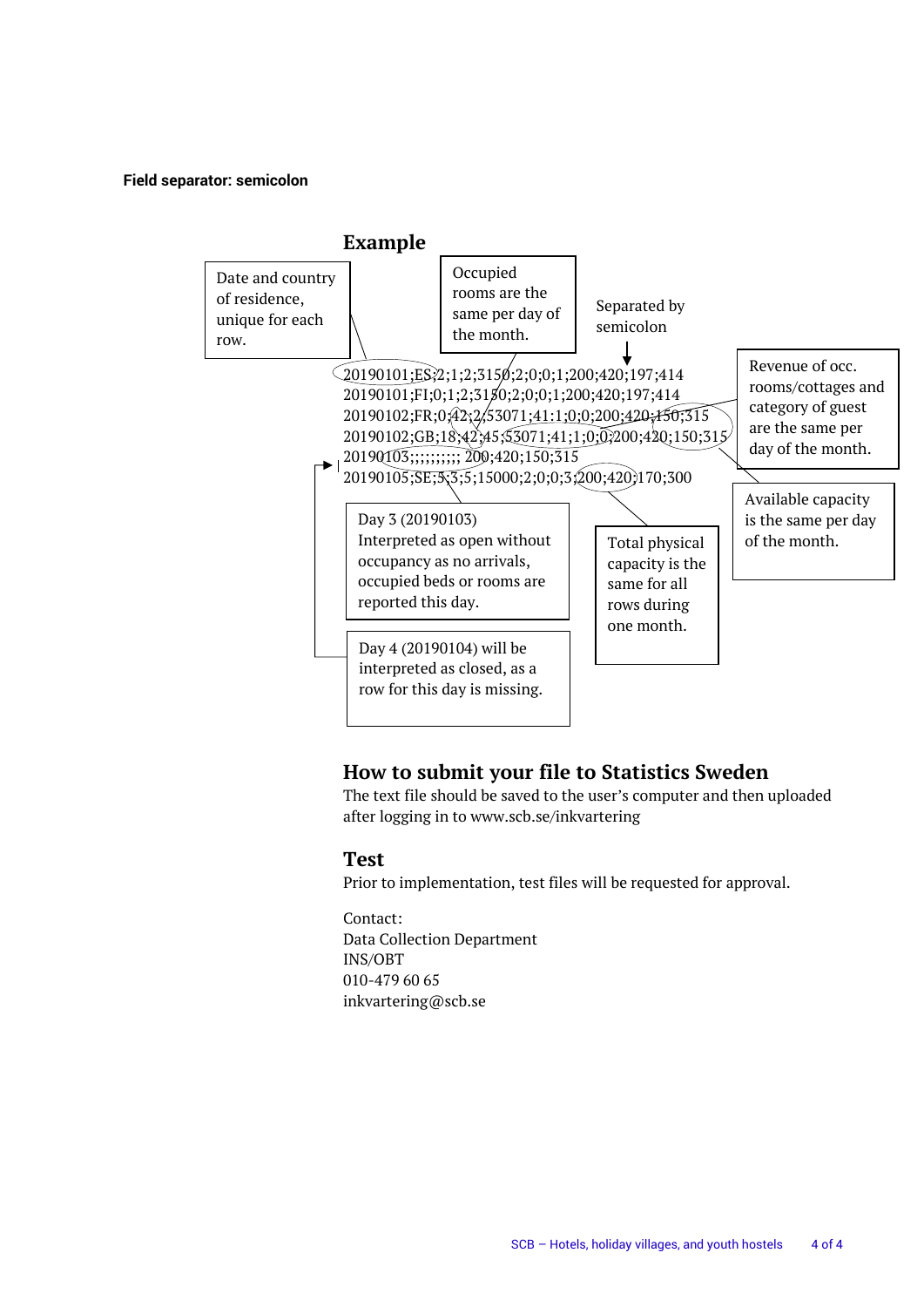**Field separator: semicolon**

## Example

Date and country of residence, unique for each row.

Occupied rooms are the same per day of the month.

Separated by semicolon

Revenue of occ. rooms/cottages and category of guest are the same per day of the month.

```
20190101;ES;2;1;2;3150;2;0;0;1;200;420;197;414
20190101;FI;0;1;2;3150;2;0;0;1;200;420;197;414
20190102;FR;0;42;2;53071;41:1;0;0;200;420;150;315
20190102;GB;18;42;45;53071;41;1;0;0;200;420;150;315
20190103;;;;;;;;;; 200;420;150;315
20190105;SE;5;3;5;15000;2;0;0;3;200;420;170;300
```

Day 3 (20190103) Interpreted as open without occupancy as no arrivals, occupied beds or rooms are reported this day.

Day 4 (20190104) will be interpreted as closed, as a row for this day is missing.

Total physical capacity is the same for all rows during one month.

Available capacity is the same per day of the month.

## How to submit your file to Statistics Sweden

The text file should be saved to the user's computer and then uploaded after logging in to www.scb.se/inkvartering

## Test

Prior to implementation, test files will be requested for approval.

Contact:
Data Collection Department
INS/OBT
010-479 60 65
inkvartering@scb.se